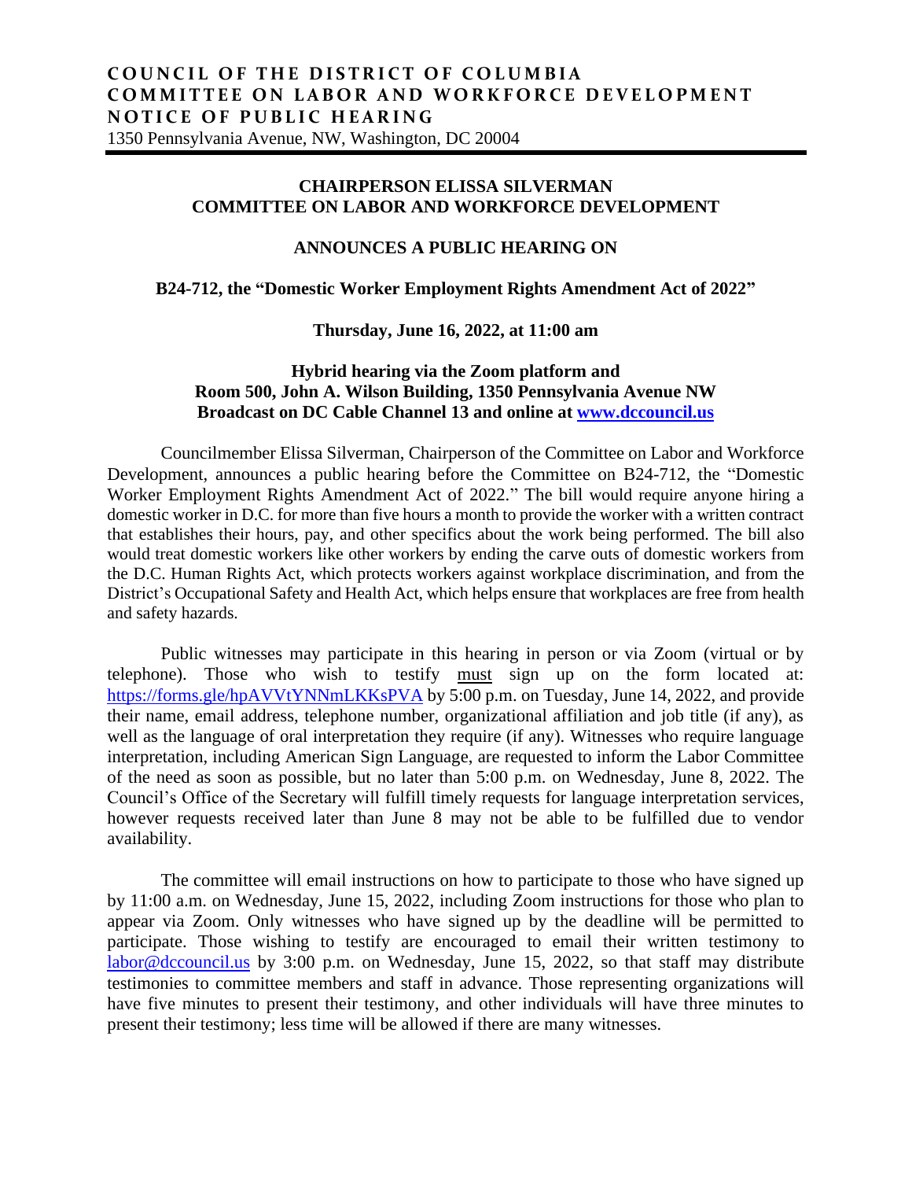# COUNCIL OF THE DISTRICT OF COLUMBIA
# COMMITTEE ON LABOR AND WORKFORCE DEVELOPMENT
# NOTICE OF PUBLIC HEARING

1350 Pennsylvania Avenue, NW, Washington, DC 20004

---

**CHAIRPERSON ELISSA SILVERMAN**
**COMMITTEE ON LABOR AND WORKFORCE DEVELOPMENT**

**ANNOUNCES A PUBLIC HEARING ON**

**B24-712, the "Domestic Worker Employment Rights Amendment Act of 2022"**

**Thursday, June 16, 2022, at 11:00 am**

**Hybrid hearing via the Zoom platform and**
**Room 500, John A. Wilson Building, 1350 Pennsylvania Avenue NW**
**Broadcast on DC Cable Channel 13 and online at [www.dccouncil.us](www.dccouncil.us)**

Councilmember Elissa Silverman, Chairperson of the Committee on Labor and Workforce Development, announces a public hearing before the Committee on B24-712, the "Domestic Worker Employment Rights Amendment Act of 2022." The bill would require anyone hiring a domestic worker in D.C. for more than five hours a month to provide the worker with a written contract that establishes their hours, pay, and other specifics about the work being performed. The bill also would treat domestic workers like other workers by ending the carve outs of domestic workers from the D.C. Human Rights Act, which protects workers against workplace discrimination, and from the District's Occupational Safety and Health Act, which helps ensure that workplaces are free from health and safety hazards.

Public witnesses may participate in this hearing in person or via Zoom (virtual or by telephone). Those who wish to testify <u>must</u> sign up on the form located at: [https://forms.gle/hpAVVtYNNmLKKsPVA](https://forms.gle/hpAVVtYNNmLKKsPVA) by 5:00 p.m. on Tuesday, June 14, 2022, and provide their name, email address, telephone number, organizational affiliation and job title (if any), as well as the language of oral interpretation they require (if any). Witnesses who require language interpretation, including American Sign Language, are requested to inform the Labor Committee of the need as soon as possible, but no later than 5:00 p.m. on Wednesday, June 8, 2022. The Council's Office of the Secretary will fulfill timely requests for language interpretation services, however requests received later than June 8 may not be able to be fulfilled due to vendor availability.

The committee will email instructions on how to participate to those who have signed up by 11:00 a.m. on Wednesday, June 15, 2022, including Zoom instructions for those who plan to appear via Zoom. Only witnesses who have signed up by the deadline will be permitted to participate. Those wishing to testify are encouraged to email their written testimony to [labor@dccouncil.us](mailto:labor@dccouncil.us) by 3:00 p.m. on Wednesday, June 15, 2022, so that staff may distribute testimonies to committee members and staff in advance. Those representing organizations will have five minutes to present their testimony, and other individuals will have three minutes to present their testimony; less time will be allowed if there are many witnesses.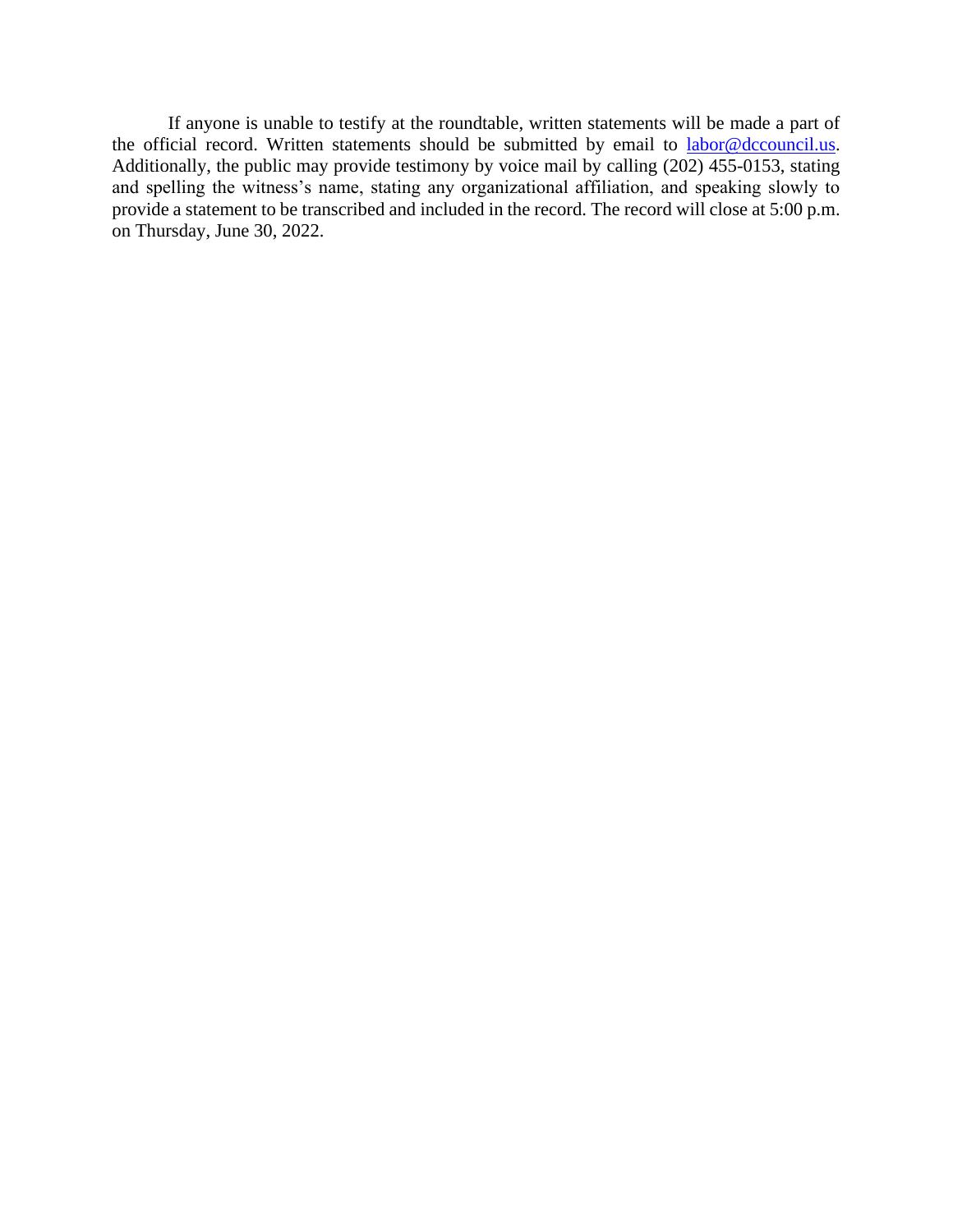If anyone is unable to testify at the roundtable, written statements will be made a part of the official record. Written statements should be submitted by email to labor@dccouncil.us. Additionally, the public may provide testimony by voice mail by calling (202) 455-0153, stating and spelling the witness's name, stating any organizational affiliation, and speaking slowly to provide a statement to be transcribed and included in the record. The record will close at 5:00 p.m. on Thursday, June 30, 2022.